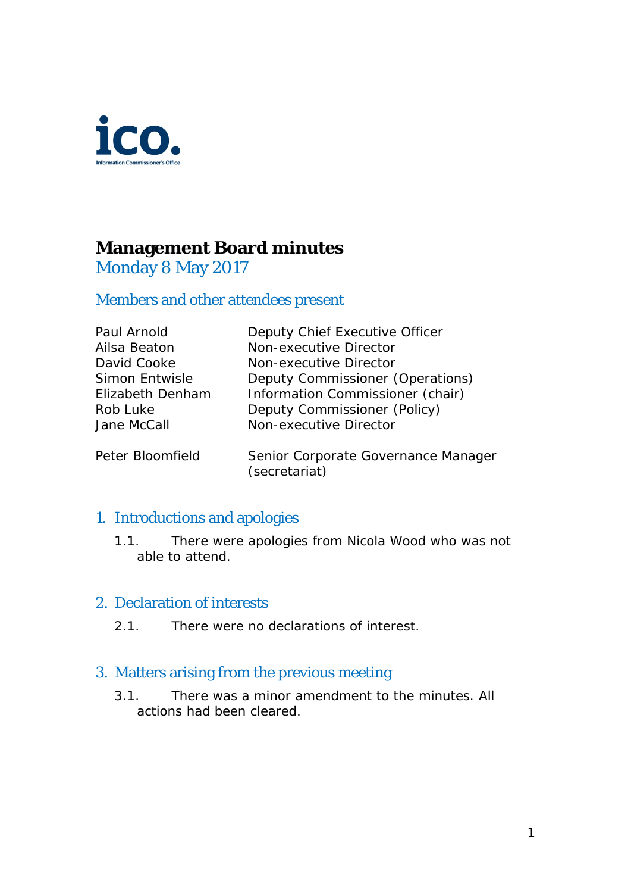# Management Board minutes

Monday 8 May 2017

## Members and other attendees present

| | |
|---|---|
| Paul Arnold | Deputy Chief Executive Officer |
| Ailsa Beaton | Non-executive Director |
| David Cooke | Non-executive Director |
| Simon Entwisle | Deputy Commissioner (Operations) |
| Elizabeth Denham | Information Commissioner (chair) |
| Rob Luke | Deputy Commissioner (Policy) |
| Jane McCall | Non-executive Director |
| | |
| Peter Bloomfield | Senior Corporate Governance Manager (secretariat) |

## 1. Introductions and apologies

1.1. There were apologies from Nicola Wood who was not able to attend.

## 2. Declaration of interests

2.1. There were no declarations of interest.

## 3. Matters arising from the previous meeting

3.1. There was a minor amendment to the minutes. All actions had been cleared.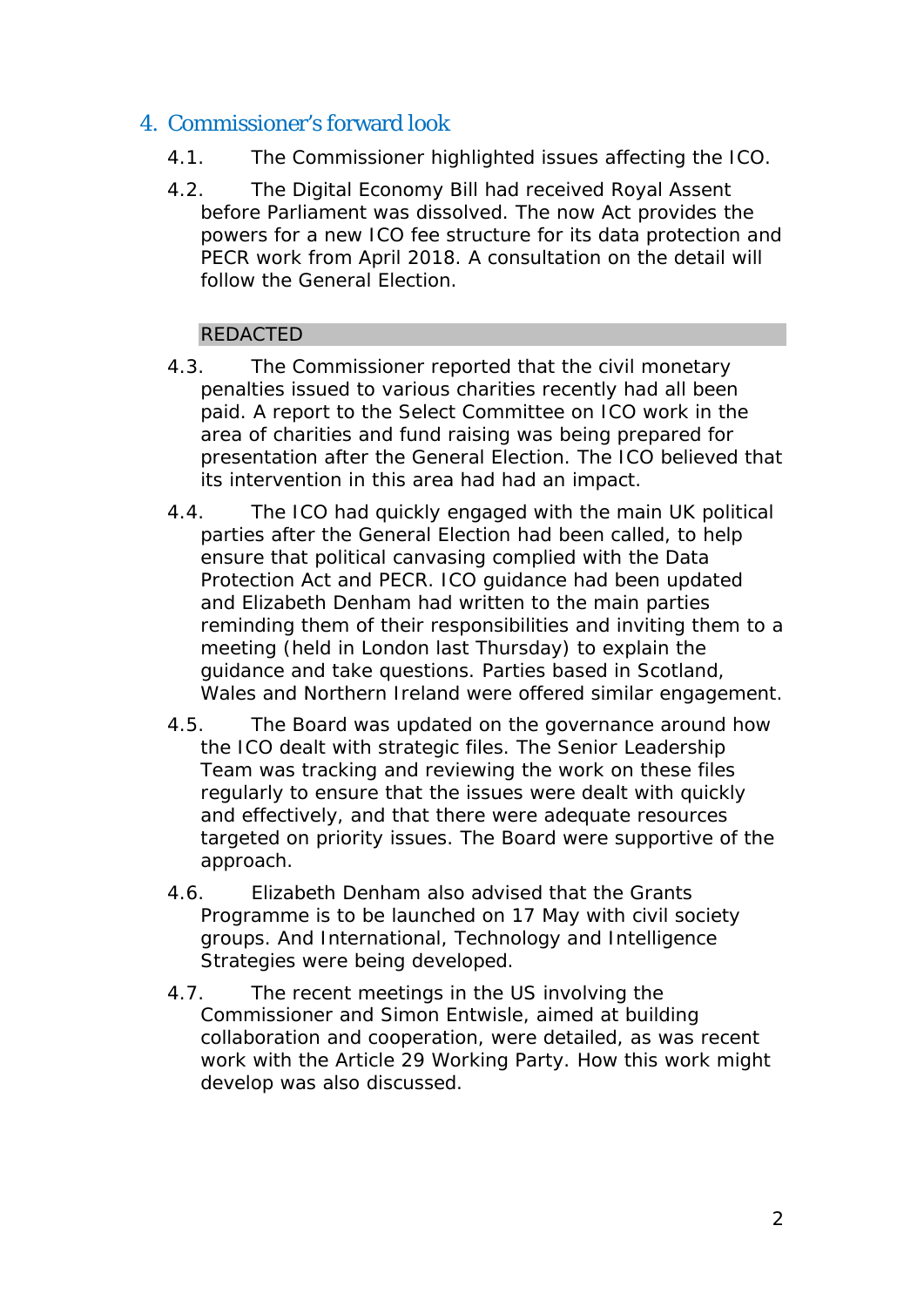## 4. Commissioner's forward look

4.1. The Commissioner highlighted issues affecting the ICO.

4.2. The Digital Economy Bill had received Royal Assent before Parliament was dissolved. The now Act provides the powers for a new ICO fee structure for its data protection and PECR work from April 2018. A consultation on the detail will follow the General Election.

REDACTED

4.3. The Commissioner reported that the civil monetary penalties issued to various charities recently had all been paid. A report to the Select Committee on ICO work in the area of charities and fund raising was being prepared for presentation after the General Election. The ICO believed that its intervention in this area had had an impact.

4.4. The ICO had quickly engaged with the main UK political parties after the General Election had been called, to help ensure that political canvasing complied with the Data Protection Act and PECR. ICO guidance had been updated and Elizabeth Denham had written to the main parties reminding them of their responsibilities and inviting them to a meeting (held in London last Thursday) to explain the guidance and take questions. Parties based in Scotland, Wales and Northern Ireland were offered similar engagement.

4.5. The Board was updated on the governance around how the ICO dealt with strategic files. The Senior Leadership Team was tracking and reviewing the work on these files regularly to ensure that the issues were dealt with quickly and effectively, and that there were adequate resources targeted on priority issues. The Board were supportive of the approach.

4.6. Elizabeth Denham also advised that the Grants Programme is to be launched on 17 May with civil society groups. And International, Technology and Intelligence Strategies were being developed.

4.7. The recent meetings in the US involving the Commissioner and Simon Entwisle, aimed at building collaboration and cooperation, were detailed, as was recent work with the Article 29 Working Party. How this work might develop was also discussed.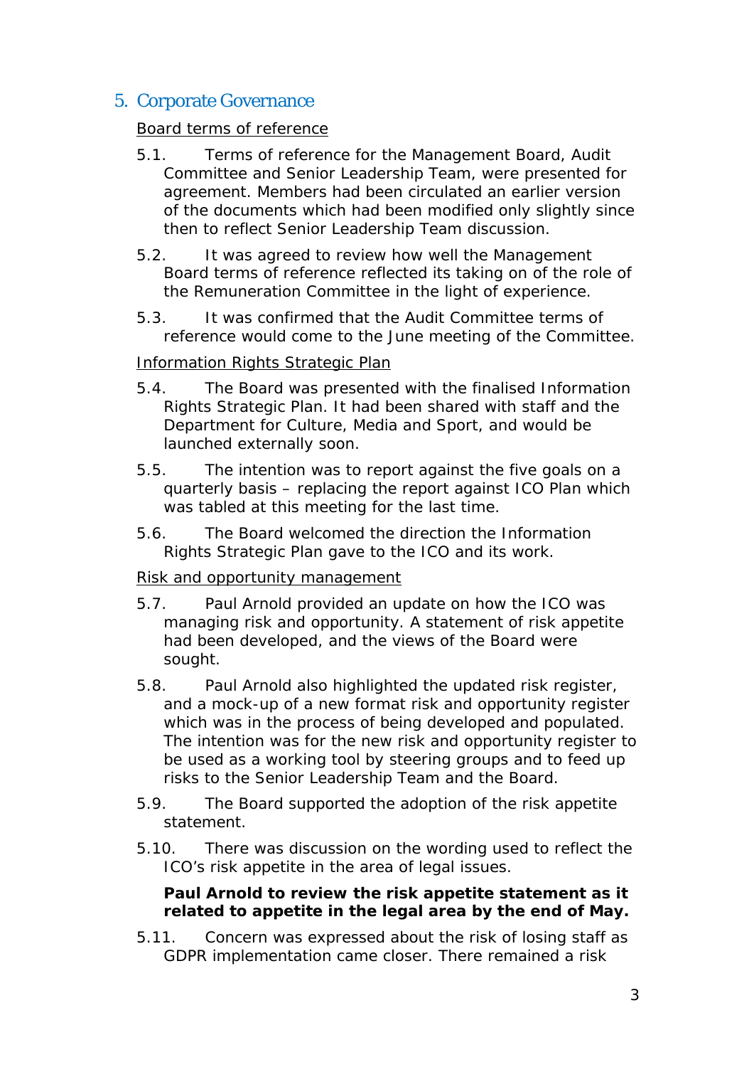## 5. Corporate Governance

<u>Board terms of reference</u>

5.1. Terms of reference for the Management Board, Audit Committee and Senior Leadership Team, were presented for agreement. Members had been circulated an earlier version of the documents which had been modified only slightly since then to reflect Senior Leadership Team discussion.

5.2. It was agreed to review how well the Management Board terms of reference reflected its taking on of the role of the Remuneration Committee in the light of experience.

5.3. It was confirmed that the Audit Committee terms of reference would come to the June meeting of the Committee.

<u>Information Rights Strategic Plan</u>

5.4. The Board was presented with the finalised Information Rights Strategic Plan. It had been shared with staff and the Department for Culture, Media and Sport, and would be launched externally soon.

5.5. The intention was to report against the five goals on a quarterly basis – replacing the report against ICO Plan which was tabled at this meeting for the last time.

5.6. The Board welcomed the direction the Information Rights Strategic Plan gave to the ICO and its work.

<u>Risk and opportunity management</u>

5.7. Paul Arnold provided an update on how the ICO was managing risk and opportunity. A statement of risk appetite had been developed, and the views of the Board were sought.

5.8. Paul Arnold also highlighted the updated risk register, and a mock-up of a new format risk and opportunity register which was in the process of being developed and populated. The intention was for the new risk and opportunity register to be used as a working tool by steering groups and to feed up risks to the Senior Leadership Team and the Board.

5.9. The Board supported the adoption of the risk appetite statement.

5.10. There was discussion on the wording used to reflect the ICO's risk appetite in the area of legal issues.

**Paul Arnold to review the risk appetite statement as it related to appetite in the legal area by the end of May.**

5.11. Concern was expressed about the risk of losing staff as GDPR implementation came closer. There remained a risk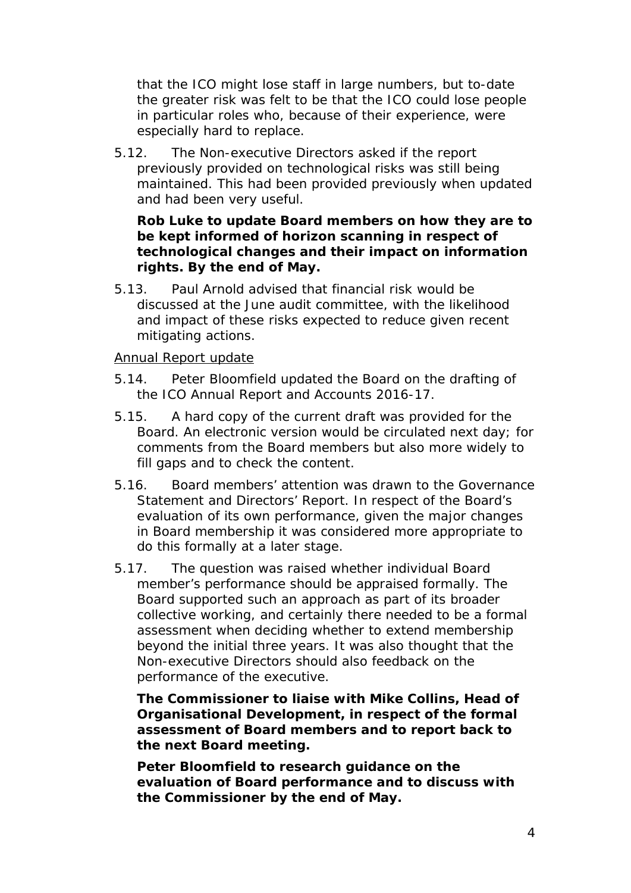that the ICO might lose staff in large numbers, but to-date the greater risk was felt to be that the ICO could lose people in particular roles who, because of their experience, were especially hard to replace.

5.12. The Non-executive Directors asked if the report previously provided on technological risks was still being maintained. This had been provided previously when updated and had been very useful.

**Rob Luke to update Board members on how they are to be kept informed of horizon scanning in respect of technological changes and their impact on information rights. By the end of May.**

5.13. Paul Arnold advised that financial risk would be discussed at the June audit committee, with the likelihood and impact of these risks expected to reduce given recent mitigating actions.

<u>Annual Report update</u>

5.14. Peter Bloomfield updated the Board on the drafting of the ICO Annual Report and Accounts 2016-17.

5.15. A hard copy of the current draft was provided for the Board. An electronic version would be circulated next day; for comments from the Board members but also more widely to fill gaps and to check the content.

5.16. Board members' attention was drawn to the Governance Statement and Directors' Report. In respect of the Board's evaluation of its own performance, given the major changes in Board membership it was considered more appropriate to do this formally at a later stage.

5.17. The question was raised whether individual Board member's performance should be appraised formally. The Board supported such an approach as part of its broader collective working, and certainly there needed to be a formal assessment when deciding whether to extend membership beyond the initial three years. It was also thought that the Non-executive Directors should also feedback on the performance of the executive.

**The Commissioner to liaise with Mike Collins, Head of Organisational Development, in respect of the formal assessment of Board members and to report back to the next Board meeting.**

**Peter Bloomfield to research guidance on the evaluation of Board performance and to discuss with the Commissioner by the end of May.**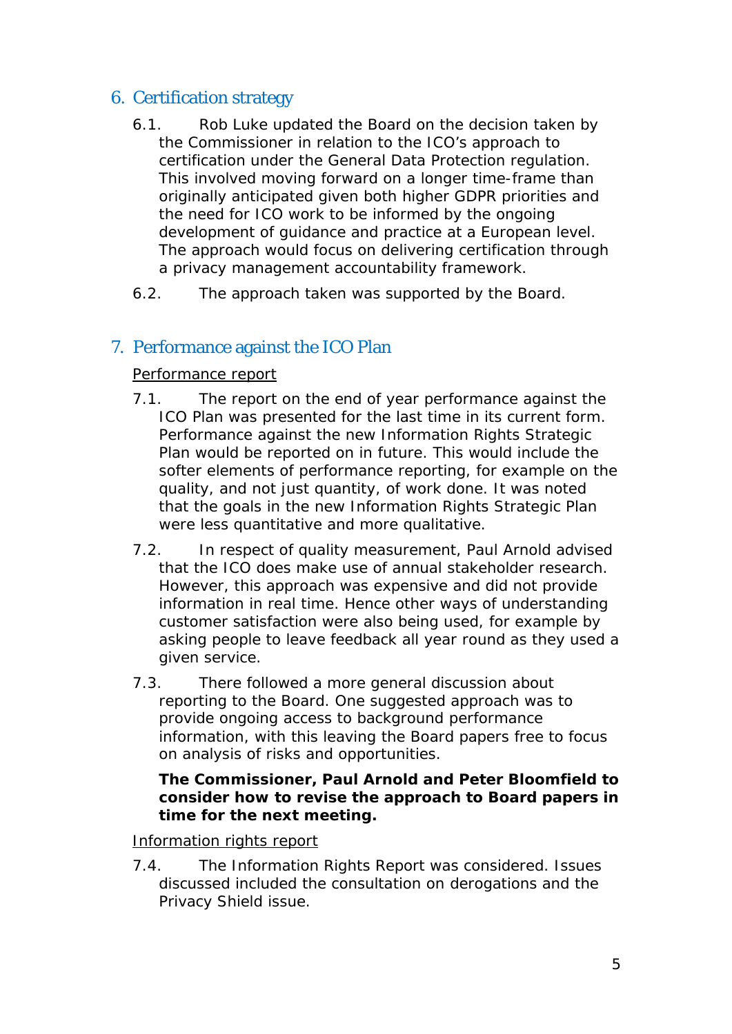## 6. Certification strategy

6.1. Rob Luke updated the Board on the decision taken by the Commissioner in relation to the ICO's approach to certification under the General Data Protection regulation. This involved moving forward on a longer time-frame than originally anticipated given both higher GDPR priorities and the need for ICO work to be informed by the ongoing development of guidance and practice at a European level. The approach would focus on delivering certification through a privacy management accountability framework.

6.2. The approach taken was supported by the Board.

## 7. Performance against the ICO Plan

Performance report

7.1. The report on the end of year performance against the ICO Plan was presented for the last time in its current form. Performance against the new Information Rights Strategic Plan would be reported on in future. This would include the softer elements of performance reporting, for example on the quality, and not just quantity, of work done. It was noted that the goals in the new Information Rights Strategic Plan were less quantitative and more qualitative.

7.2. In respect of quality measurement, Paul Arnold advised that the ICO does make use of annual stakeholder research. However, this approach was expensive and did not provide information in real time. Hence other ways of understanding customer satisfaction were also being used, for example by asking people to leave feedback all year round as they used a given service.

7.3. There followed a more general discussion about reporting to the Board. One suggested approach was to provide ongoing access to background performance information, with this leaving the Board papers free to focus on analysis of risks and opportunities.

**The Commissioner, Paul Arnold and Peter Bloomfield to consider how to revise the approach to Board papers in time for the next meeting.**

Information rights report

7.4. The Information Rights Report was considered. Issues discussed included the consultation on derogations and the Privacy Shield issue.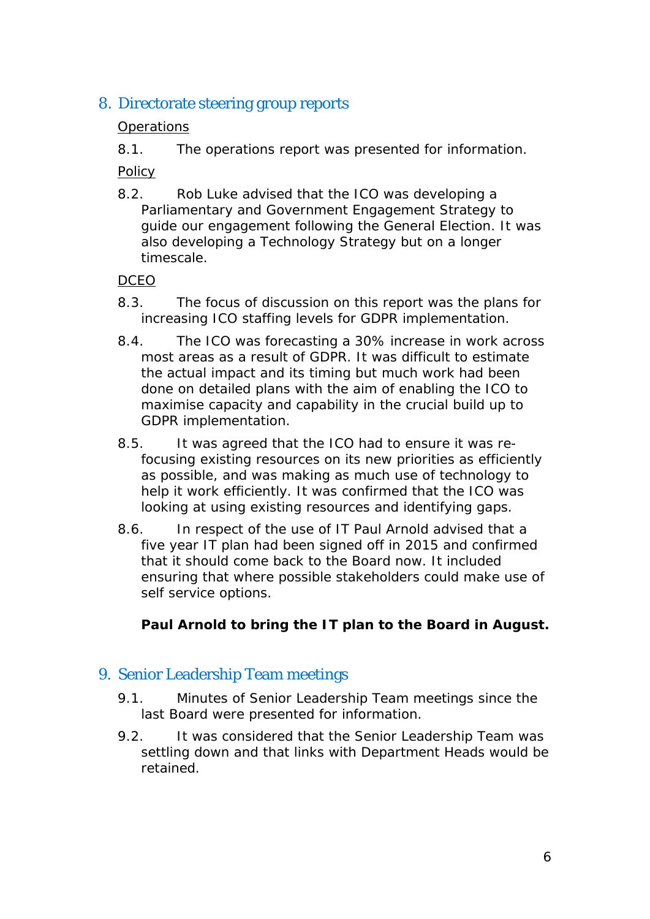## 8. Directorate steering group reports

<u>Operations</u>

8.1. The operations report was presented for information.

<u>Policy</u>

8.2. Rob Luke advised that the ICO was developing a Parliamentary and Government Engagement Strategy to guide our engagement following the General Election. It was also developing a Technology Strategy but on a longer timescale.

<u>DCEO</u>

8.3. The focus of discussion on this report was the plans for increasing ICO staffing levels for GDPR implementation.

8.4. The ICO was forecasting a 30% increase in work across most areas as a result of GDPR. It was difficult to estimate the actual impact and its timing but much work had been done on detailed plans with the aim of enabling the ICO to maximise capacity and capability in the crucial build up to GDPR implementation.

8.5. It was agreed that the ICO had to ensure it was re-focusing existing resources on its new priorities as efficiently as possible, and was making as much use of technology to help it work efficiently. It was confirmed that the ICO was looking at using existing resources and identifying gaps.

8.6. In respect of the use of IT Paul Arnold advised that a five year IT plan had been signed off in 2015 and confirmed that it should come back to the Board now. It included ensuring that where possible stakeholders could make use of self service options.

**Paul Arnold to bring the IT plan to the Board in August.**

## 9. Senior Leadership Team meetings

9.1. Minutes of Senior Leadership Team meetings since the last Board were presented for information.

9.2. It was considered that the Senior Leadership Team was settling down and that links with Department Heads would be retained.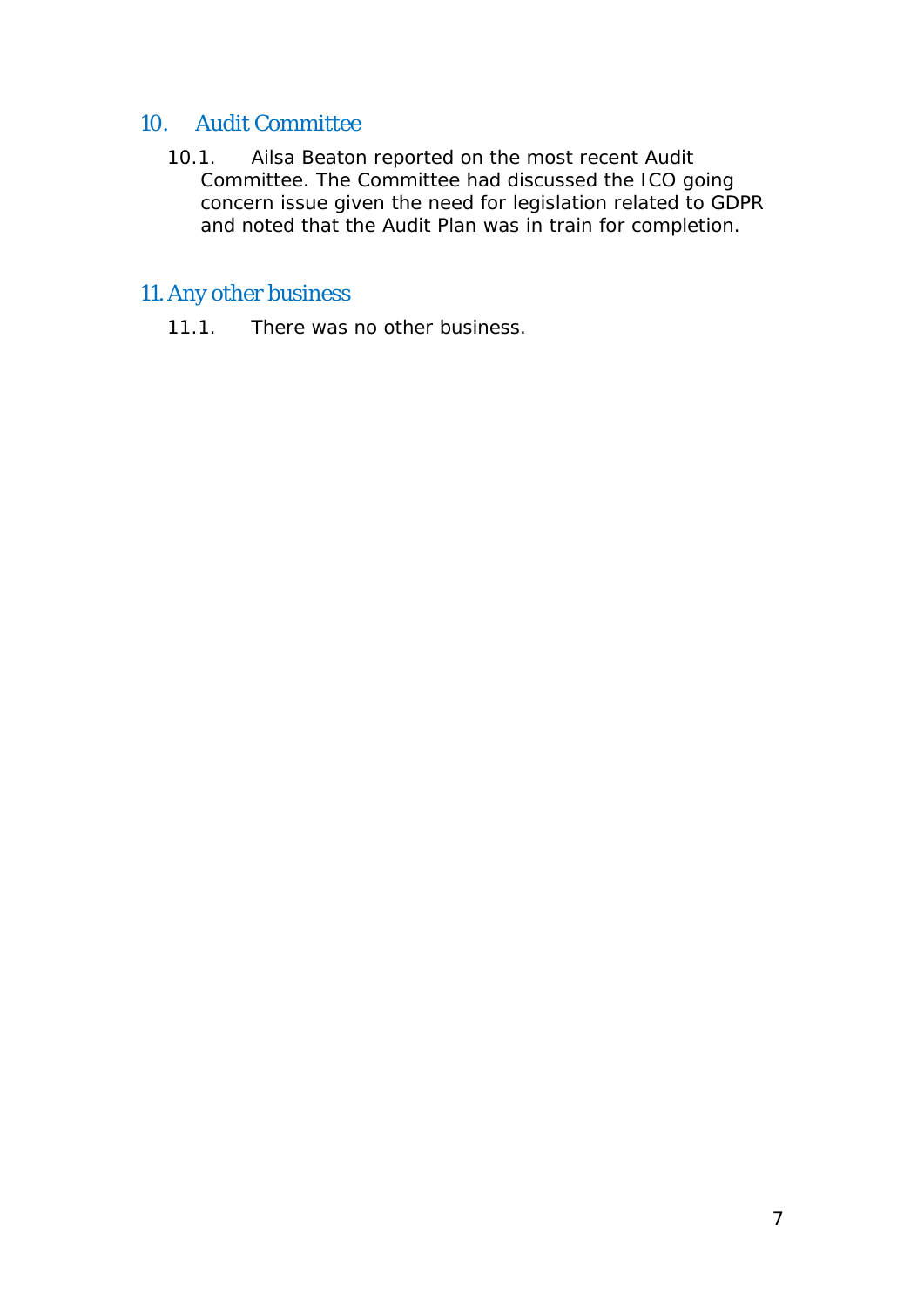## 10. Audit Committee

10.1. Ailsa Beaton reported on the most recent Audit Committee. The Committee had discussed the ICO going concern issue given the need for legislation related to GDPR and noted that the Audit Plan was in train for completion.

## 11. Any other business

11.1. There was no other business.